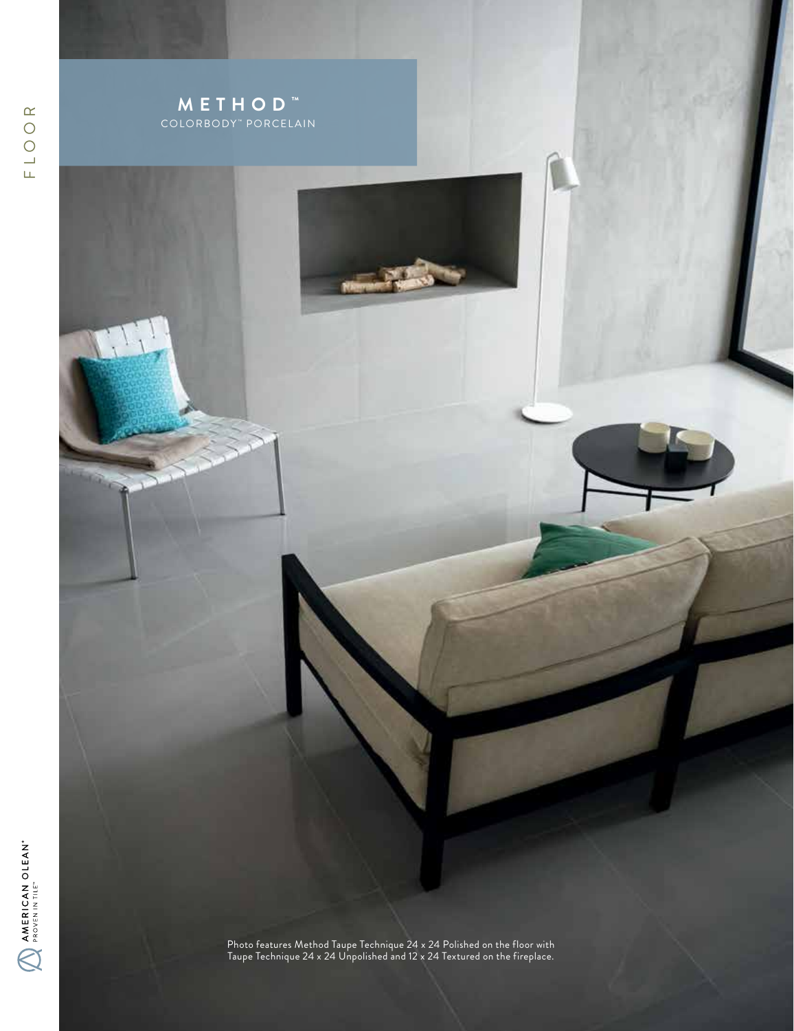# METHOD™

COLORBODY™ PORCELAIN

Photo features Method Taupe Technique 24 x 24 Polished on the floor with Taupe Technique 24 x 24 Unpolished and 12 x 24 Textured on the fireplace.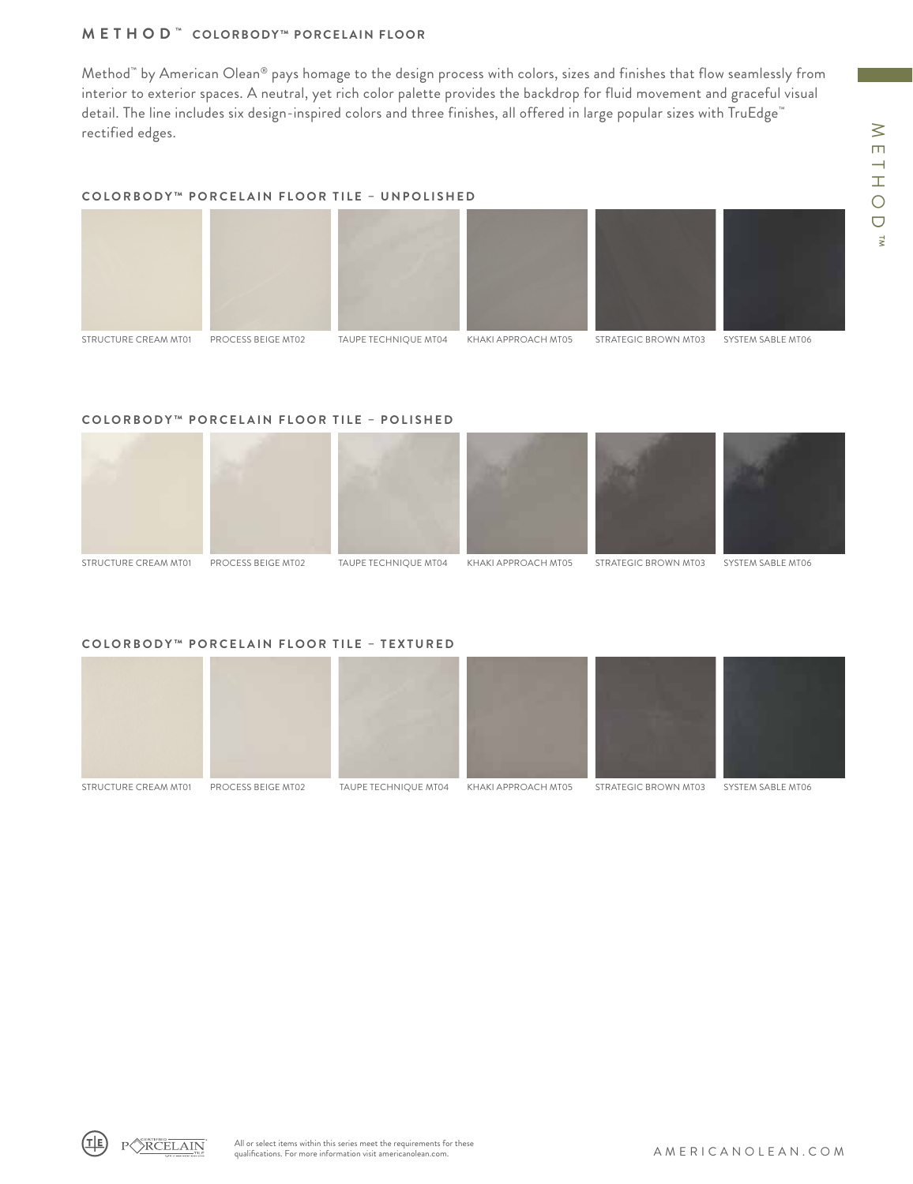## METHOD™ COLORBODY™ PORCELAIN FLOOR

Method™ by American Olean® pays homage to the design process with colors, sizes and finishes that flow seamlessly from interior to exterior spaces. A neutral, yet rich color palette provides the backdrop for fluid movement and graceful visual detail. The line includes six design-inspired colors and three finishes, all offered in large popular sizes with TruEdge™ rectified edges.

### COLORBODY™ PORCELAIN FLOOR TILE – UNPOLISHED

STRUCTURE CREAM MT01 | PROCESS BEIGE MT02 | TAUPE TECHNIQUE MT04 | KHAKI APPROACH MT05 | STRATEGIC BROWN MT03 | SYSTEM SABLE MT06

### COLORBODY™ PORCELAIN FLOOR TILE – POLISHED

STRUCTURE CREAM MT01 | PROCESS BEIGE MT02 | TAUPE TECHNIQUE MT04 | KHAKI APPROACH MT05 | STRATEGIC BROWN MT03 | SYSTEM SABLE MT06

### COLORBODY™ PORCELAIN FLOOR TILE – TEXTURED

STRUCTURE CREAM MT01 | PROCESS BEIGE MT02 | TAUPE TECHNIQUE MT04 | KHAKI APPROACH MT05 | STRATEGIC BROWN MT03 | SYSTEM SABLE MT06

All or select items within this series meet the requirements for these qualifications. For more information visit americanolean.com.

AMERICANOLEAN.COM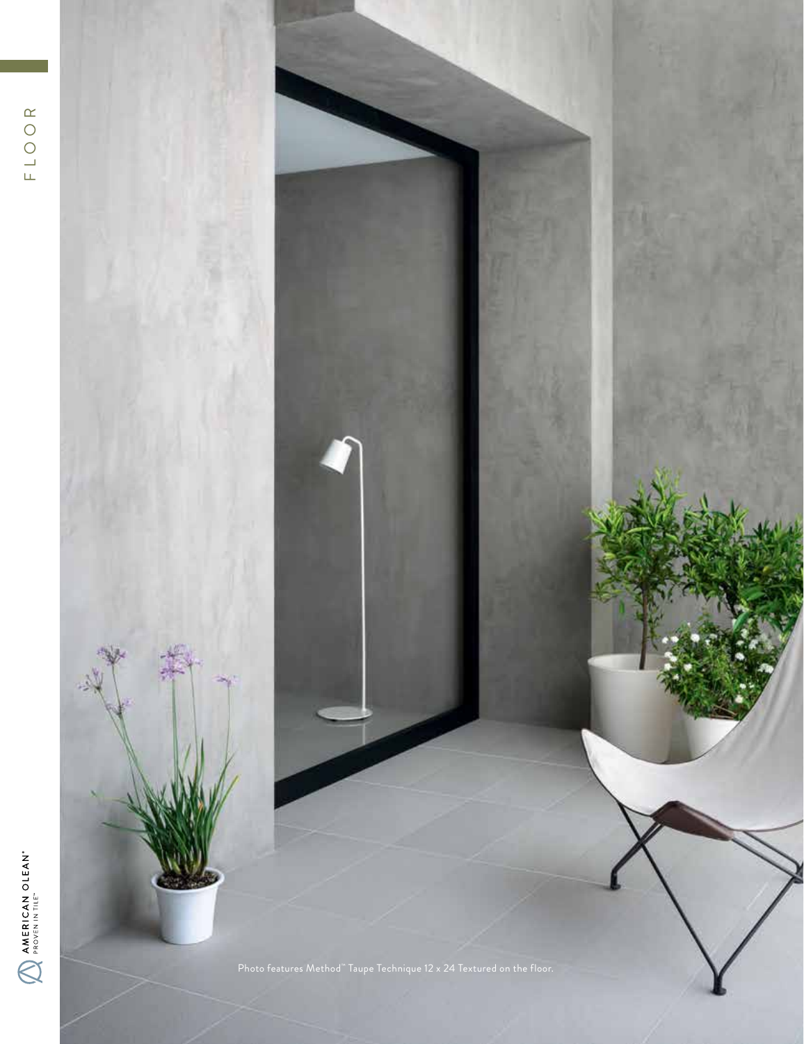Photo features Method™ Taupe Technique 12 x 24 Textured on the floor.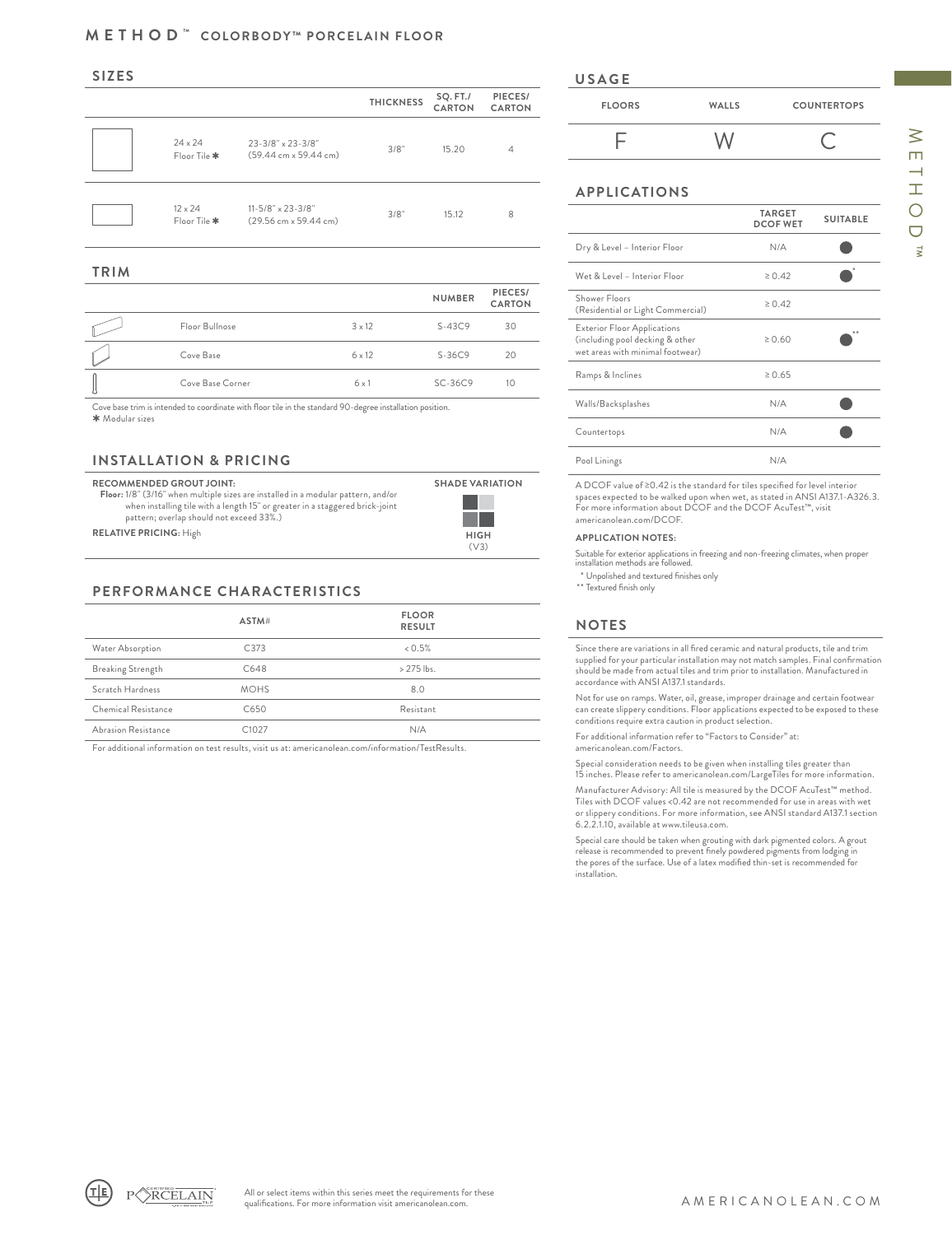# METHOD™ COLORBODY™ PORCELAIN FLOOR

## SIZES

| | | | THICKNESS | SQ. FT./ CARTON | PIECES/ CARTON |
|---|---|---|---|---|---|
| | 24 x 24 Floor Tile ✱ | 23-3/8" x 23-3/8" (59.44 cm x 59.44 cm) | 3/8" | 15.20 | 4 |
| | 12 x 24 Floor Tile ✱ | 11-5/8" x 23-3/8" (29.56 cm x 59.44 cm) | 3/8" | 15.12 | 8 |

## TRIM

| | | | NUMBER | PIECES/ CARTON |
|---|---|---|---|---|
| | Floor Bullnose | 3 x 12 | S-43C9 | 30 |
| | Cove Base | 6 x 12 | S-36C9 | 20 |
| | Cove Base Corner | 6 x 1 | SC-36C9 | 10 |

Cove base trim is intended to coordinate with floor tile in the standard 90-degree installation position.
✱ Modular sizes

## INSTALLATION & PRICING

**RECOMMENDED GROUT JOINT:**
**Floor:** 1/8" (3/16" when multiple sizes are installed in a modular pattern, and/or when installing tile with a length 15" or greater in a staggered brick-joint pattern; overlap should not exceed 33%.)

**RELATIVE PRICING:** High

**SHADE VARIATION**
HIGH
(V3)

## PERFORMANCE CHARACTERISTICS

| | ASTM# | FLOOR RESULT |
|---|---|---|
| Water Absorption | C373 | < 0.5% |
| Breaking Strength | C648 | > 275 lbs. |
| Scratch Hardness | MOHS | 8.0 |
| Chemical Resistance | C650 | Resistant |
| Abrasion Resistance | C1027 | N/A |

For additional information on test results, visit us at: americanolean.com/information/TestResults.

## USAGE

| FLOORS | WALLS | COUNTERTOPS |
|---|---|---|
| F | W | C |

## APPLICATIONS

| | TARGET DCOF WET | SUITABLE |
|---|---|---|
| Dry & Level – Interior Floor | N/A | ● |
| Wet & Level – Interior Floor | ≥ 0.42 | ●* |
| Shower Floors (Residential or Light Commercial) | ≥ 0.42 | |
| Exterior Floor Applications (including pool decking & other wet areas with minimal footwear) | ≥ 0.60 | ●** |
| Ramps & Inclines | ≥ 0.65 | |
| Walls/Backsplashes | N/A | ● |
| Countertops | N/A | ● |
| Pool Linings | N/A | |

A DCOF value of ≥0.42 is the standard for tiles specified for level interior spaces expected to be walked upon when wet, as stated in ANSI A137.1-A326.3. For more information about DCOF and the DCOF AcuTest™, visit americanolean.com/DCOF.

**APPLICATION NOTES:**

Suitable for exterior applications in freezing and non-freezing climates, when proper installation methods are followed.

\* Unpolished and textured finishes only
\** Textured finish only

## NOTES

Since there are variations in all fired ceramic and natural products, tile and trim supplied for your particular installation may not match samples. Final confirmation should be made from actual tiles and trim prior to installation. Manufactured in accordance with ANSI A137.1 standards.

Not for use on ramps. Water, oil, grease, improper drainage and certain footwear can create slippery conditions. Floor applications expected to be exposed to these conditions require extra caution in product selection.

For additional information refer to "Factors to Consider" at: americanolean.com/Factors.

Special consideration needs to be given when installing tiles greater than 15 inches. Please refer to americanolean.com/LargeTiles for more information.

Manufacturer Advisory: All tile is measured by the DCOF AcuTest™ method. Tiles with DCOF values <0.42 are not recommended for use in areas with wet or slippery conditions. For more information, see ANSI standard A137.1 section 6.2.2.1.10, available at www.tileusa.com.

Special care should be taken when grouting with dark pigmented colors. A grout release is recommended to prevent finely powdered pigments from lodging in the pores of the surface. Use of a latex modified thin-set is recommended for installation.

All or select items within this series meet the requirements for these qualifications. For more information visit americanolean.com.